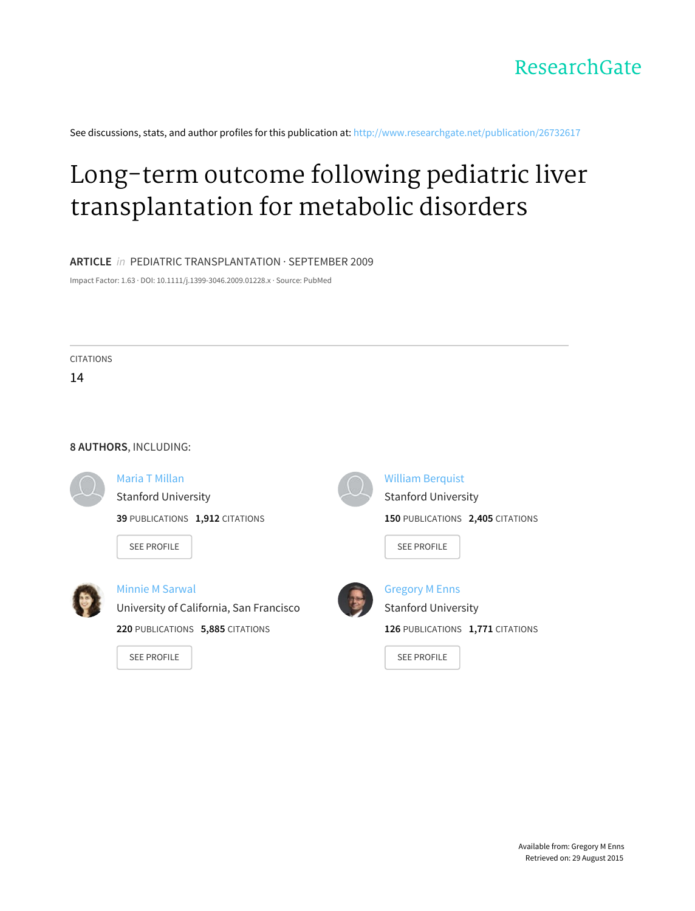ResearchGate

See discussions, stats, and author profiles for this publication at: http://www.researchgate.net/publication/26732617

# Long-term outcome following pediatric liver transplantation for metabolic disorders

**ARTICLE** *in* PEDIATRIC TRANSPLANTATION · SEPTEMBER 2009

Impact Factor: 1.63 · DOI: 10.1111/j.1399-3046.2009.01228.x · Source: PubMed

CITATIONS

14

**8 AUTHORS**, INCLUDING:

**Maria T Millan**
Stanford University
**39** PUBLICATIONS **1,912** CITATIONS
SEE PROFILE

**William Berquist**
Stanford University
**150** PUBLICATIONS **2,405** CITATIONS
SEE PROFILE

**Minnie M Sarwal**
University of California, San Francisco
**220** PUBLICATIONS **5,885** CITATIONS
SEE PROFILE

**Gregory M Enns**
Stanford University
**126** PUBLICATIONS **1,771** CITATIONS
SEE PROFILE

Available from: Gregory M Enns
Retrieved on: 29 August 2015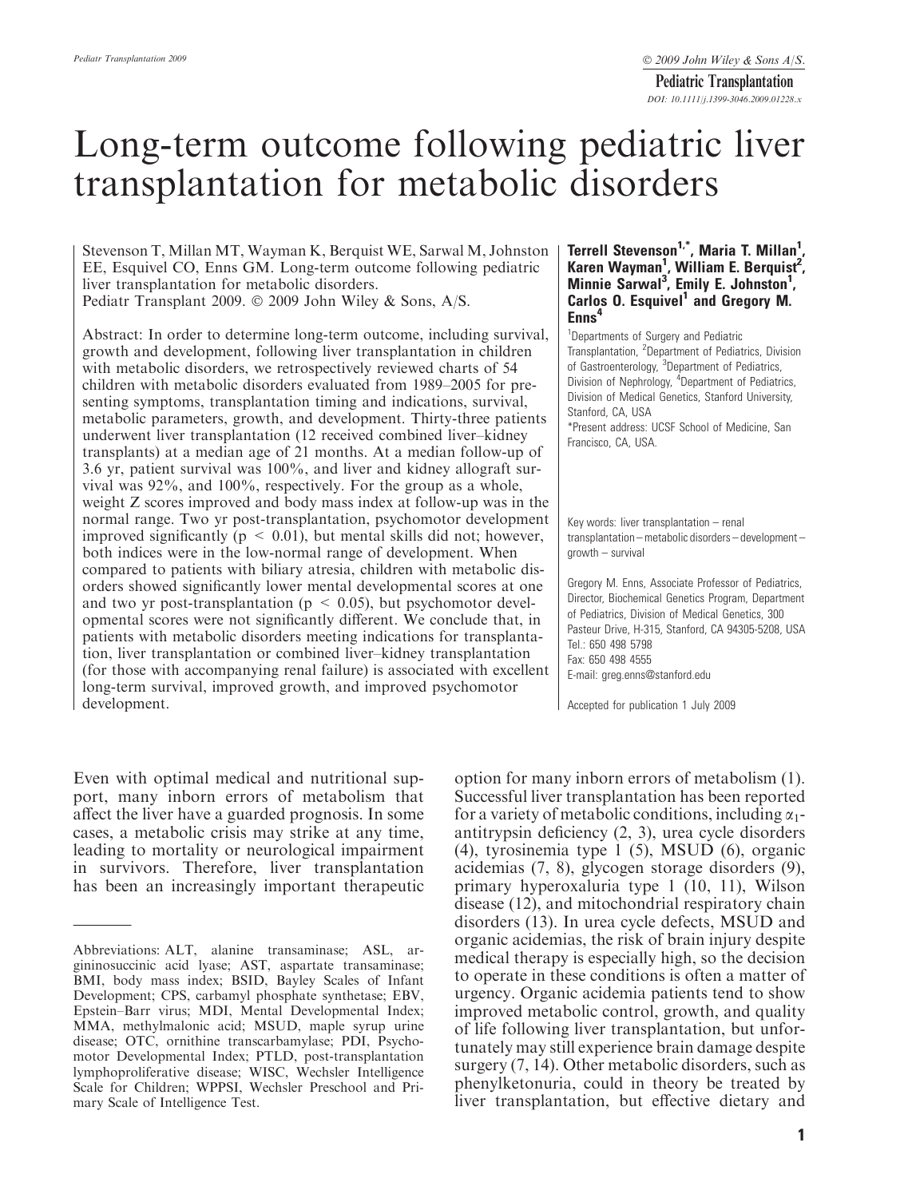# Long-term outcome following pediatric liver transplantation for metabolic disorders

Stevenson T, Millan MT, Wayman K, Berquist WE, Sarwal M, Johnston EE, Esquivel CO, Enns GM. Long-term outcome following pediatric liver transplantation for metabolic disorders.
Pediatr Transplant 2009. © 2009 John Wiley & Sons, A/S.

**Terrell Stevenson[1,*], Maria T. Millan[1], Karen Wayman[1], William E. Berquist[2], Minnie Sarwal[3], Emily E. Johnston[1], Carlos O. Esquivel[1] and Gregory M. Enns[4]**

[1]Departments of Surgery and Pediatric Transplantation, [2]Department of Pediatrics, Division of Gastroenterology, [3]Department of Pediatrics, Division of Nephrology, [4]Department of Pediatrics, Division of Medical Genetics, Stanford University, Stanford, CA, USA

*Present address: UCSF School of Medicine, San Francisco, CA, USA.

Abstract: In order to determine long-term outcome, including survival, growth and development, following liver transplantation in children with metabolic disorders, we retrospectively reviewed charts of 54 children with metabolic disorders evaluated from 1989–2005 for presenting symptoms, transplantation timing and indications, survival, metabolic parameters, growth, and development. Thirty-three patients underwent liver transplantation (12 received combined liver–kidney transplants) at a median age of 21 months. At a median follow-up of 3.6 yr, patient survival was 100%, and liver and kidney allograft survival was 92%, and 100%, respectively. For the group as a whole, weight Z scores improved and body mass index at follow-up was in the normal range. Two yr post-transplantation, psychomotor development improved significantly ($p < 0.01$), but mental skills did not; however, both indices were in the low-normal range of development. When compared to patients with biliary atresia, children with metabolic disorders showed significantly lower mental developmental scores at one and two yr post-transplantation ($p < 0.05$), but psychomotor developmental scores were not significantly different. We conclude that, in patients with metabolic disorders meeting indications for transplantation, liver transplantation or combined liver–kidney transplantation (for those with accompanying renal failure) is associated with excellent long-term survival, improved growth, and improved psychomotor development.

Key words: liver transplantation – renal transplantation – metabolic disorders – development – growth – survival

Gregory M. Enns, Associate Professor of Pediatrics, Director, Biochemical Genetics Program, Department of Pediatrics, Division of Medical Genetics, 300 Pasteur Drive, H-315, Stanford, CA 94305-5208, USA
Tel.: 650 498 5798
Fax: 650 498 4555
E-mail: greg.enns@stanford.edu

Accepted for publication 1 July 2009

Even with optimal medical and nutritional support, many inborn errors of metabolism that affect the liver have a guarded prognosis. In some cases, a metabolic crisis may strike at any time, leading to mortality or neurological impairment in survivors. Therefore, liver transplantation has been an increasingly important therapeutic option for many inborn errors of metabolism (1). Successful liver transplantation has been reported for a variety of metabolic conditions, including $\alpha_1$-antitrypsin deficiency (2, 3), urea cycle disorders (4), tyrosinemia type 1 (5), MSUD (6), organic acidemias (7, 8), glycogen storage disorders (9), primary hyperoxaluria type 1 (10, 11), Wilson disease (12), and mitochondrial respiratory chain disorders (13). In urea cycle defects, MSUD and organic acidemias, the risk of brain injury despite medical therapy is especially high, so the decision to operate in these conditions is often a matter of urgency. Organic acidemia patients tend to show improved metabolic control, growth, and quality of life following liver transplantation, but unfortunately may still experience brain damage despite surgery (7, 14). Other metabolic disorders, such as phenylketonuria, could in theory be treated by liver transplantation, but effective dietary and

Abbreviations: ALT, alanine transaminase; ASL, argininosuccinic acid lyase; AST, aspartate transaminase; BMI, body mass index; BSID, Bayley Scales of Infant Development; CPS, carbamyl phosphate synthetase; EBV, Epstein–Barr virus; MDI, Mental Developmental Index; MMA, methylmalonic acid; MSUD, maple syrup urine disease; OTC, ornithine transcarbamylase; PDI, Psychomotor Developmental Index; PTLD, post-transplantation lymphoproliferative disease; WISC, Wechsler Intelligence Scale for Children; WPPSI, Wechsler Preschool and Primary Scale of Intelligence Test.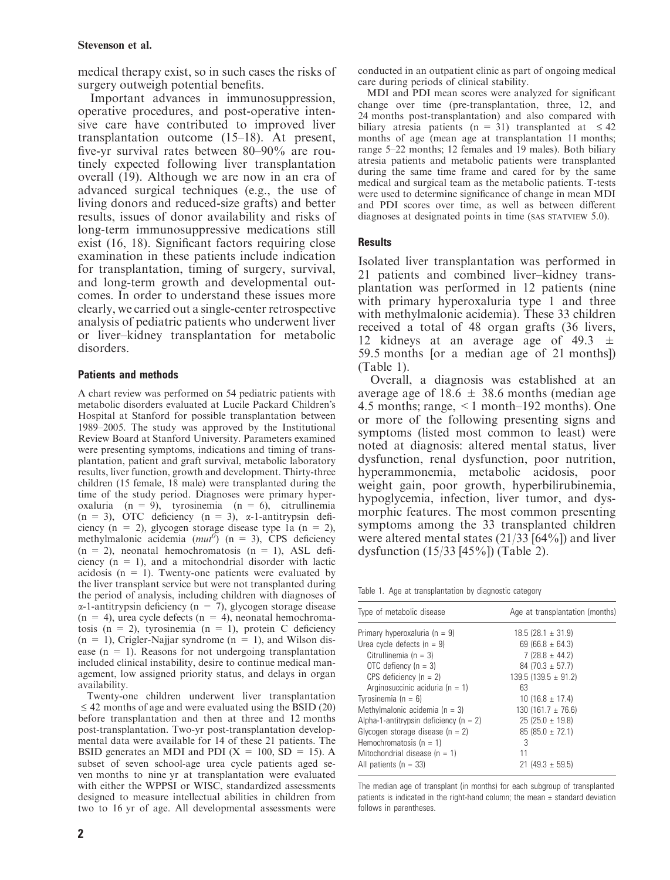medical therapy exist, so in such cases the risks of surgery outweigh potential benefits.

Important advances in immunosuppression, operative procedures, and post-operative intensive care have contributed to improved liver transplantation outcome (15–18). At present, five-yr survival rates between 80–90% are routinely expected following liver transplantation overall (19). Although we are now in an era of advanced surgical techniques (e.g., the use of living donors and reduced-size grafts) and better results, issues of donor availability and risks of long-term immunosuppressive medications still exist (16, 18). Significant factors requiring close examination in these patients include indication for transplantation, timing of surgery, survival, and long-term growth and developmental outcomes. In order to understand these issues more clearly, we carried out a single-center retrospective analysis of pediatric patients who underwent liver or liver–kidney transplantation for metabolic disorders.

## Patients and methods

A chart review was performed on 54 pediatric patients with metabolic disorders evaluated at Lucile Packard Children's Hospital at Stanford for possible transplantation between 1989–2005. The study was approved by the Institutional Review Board at Stanford University. Parameters examined were presenting symptoms, indications and timing of transplantation, patient and graft survival, metabolic laboratory results, liver function, growth and development. Thirty-three children (15 female, 18 male) were transplanted during the time of the study period. Diagnoses were primary hyperoxaluria (n = 9), tyrosinemia (n = 6), citrullinemia (n = 3), OTC deficiency (n = 3), α-1-antitrypsin deficiency (n = 2), glycogen storage disease type 1a (n = 2), methylmalonic acidemia (*mut*$^0$) (n = 3), CPS deficiency (n = 2), neonatal hemochromatosis (n = 1), ASL deficiency (n = 1), and a mitochondrial disorder with lactic acidosis (n = 1). Twenty-one patients were evaluated by the liver transplant service but were not transplanted during the period of analysis, including children with diagnoses of α-1-antitrypsin deficiency (n = 7), glycogen storage disease (n = 4), urea cycle defects (n = 4), neonatal hemochromatosis (n = 2), tyrosinemia (n = 1), protein C deficiency (n = 1), Crigler-Najjar syndrome (n = 1), and Wilson disease (n = 1). Reasons for not undergoing transplantation included clinical instability, desire to continue medical management, low assigned priority status, and delays in organ availability.

Twenty-one children underwent liver transplantation ≤ 42 months of age and were evaluated using the BSID (20) before transplantation and then at three and 12 months post-transplantation. Two-yr post-transplantation developmental data were available for 14 of these 21 patients. The BSID generates an MDI and PDI (X = 100, SD = 15). A subset of seven school-age urea cycle patients aged seven months to nine yr at transplantation were evaluated with either the WPPSI or WISC, standardized assessments designed to measure intellectual abilities in children from two to 16 yr of age. All developmental assessments were conducted in an outpatient clinic as part of ongoing medical care during periods of clinical stability.

MDI and PDI mean scores were analyzed for significant change over time (pre-transplantation, three, 12, and 24 months post-transplantation) and also compared with biliary atresia patients (n = 31) transplanted at ≤ 42 months of age (mean age at transplantation 11 months; range 5–22 months; 12 females and 19 males). Both biliary atresia patients and metabolic patients were transplanted during the same time frame and cared for by the same medical and surgical team as the metabolic patients. T-tests were used to determine significance of change in mean MDI and PDI scores over time, as well as between different diagnoses at designated points in time (SAS STATVIEW 5.0).

## Results

Isolated liver transplantation was performed in 21 patients and combined liver–kidney transplantation was performed in 12 patients (nine with primary hyperoxaluria type 1 and three with methylmalonic acidemia). These 33 children received a total of 48 organ grafts (36 livers, 12 kidneys at an average age of 49.3 ± 59.5 months [or a median age of 21 months]) (Table 1).

Overall, a diagnosis was established at an average age of 18.6 ± 38.6 months (median age 4.5 months; range, < 1 month–192 months). One or more of the following presenting signs and symptoms (listed most common to least) were noted at diagnosis: altered mental status, liver dysfunction, renal dysfunction, poor nutrition, hyperammonemia, metabolic acidosis, poor weight gain, poor growth, hyperbilirubinemia, hypoglycemia, infection, liver tumor, and dysmorphic features. The most common presenting symptoms among the 33 transplanted children were altered mental states (21/33 [64%]) and liver dysfunction (15/33 [45%]) (Table 2).

Table 1. Age at transplantation by diagnostic category

| Type of metabolic disease | Age at transplantation (months) |
|---|---|
| Primary hyperoxaluria (n = 9) | 18.5 (28.1 ± 31.9) |
| Urea cycle defects (n = 9) | 69 (66.8 ± 64.3) |
| Citrullinemia (n = 3) | 7 (28.8 ± 44.2) |
| OTC defiency (n = 3) | 84 (70.3 ± 57.7) |
| CPS deficiency (n = 2) | 139.5 (139.5 ± 91.2) |
| Arginosuccinic aciduria (n = 1) | 63 |
| Tyrosinemia (n = 6) | 10 (16.8 ± 17.4) |
| Methylmalonic acidemia (n = 3) | 130 (161.7 ± 76.6) |
| Alpha-1-antitrypsin deficiency (n = 2) | 25 (25.0 ± 19.8) |
| Glycogen storage disease (n = 2) | 85 (85.0 ± 72.1) |
| Hemochromatosis (n = 1) | 3 |
| Mitochondrial disease (n = 1) | 11 |
| All patients (n = 33) | 21 (49.3 ± 59.5) |

The median age of transplant (in months) for each subgroup of transplanted patients is indicated in the right-hand column; the mean ± standard deviation follows in parentheses.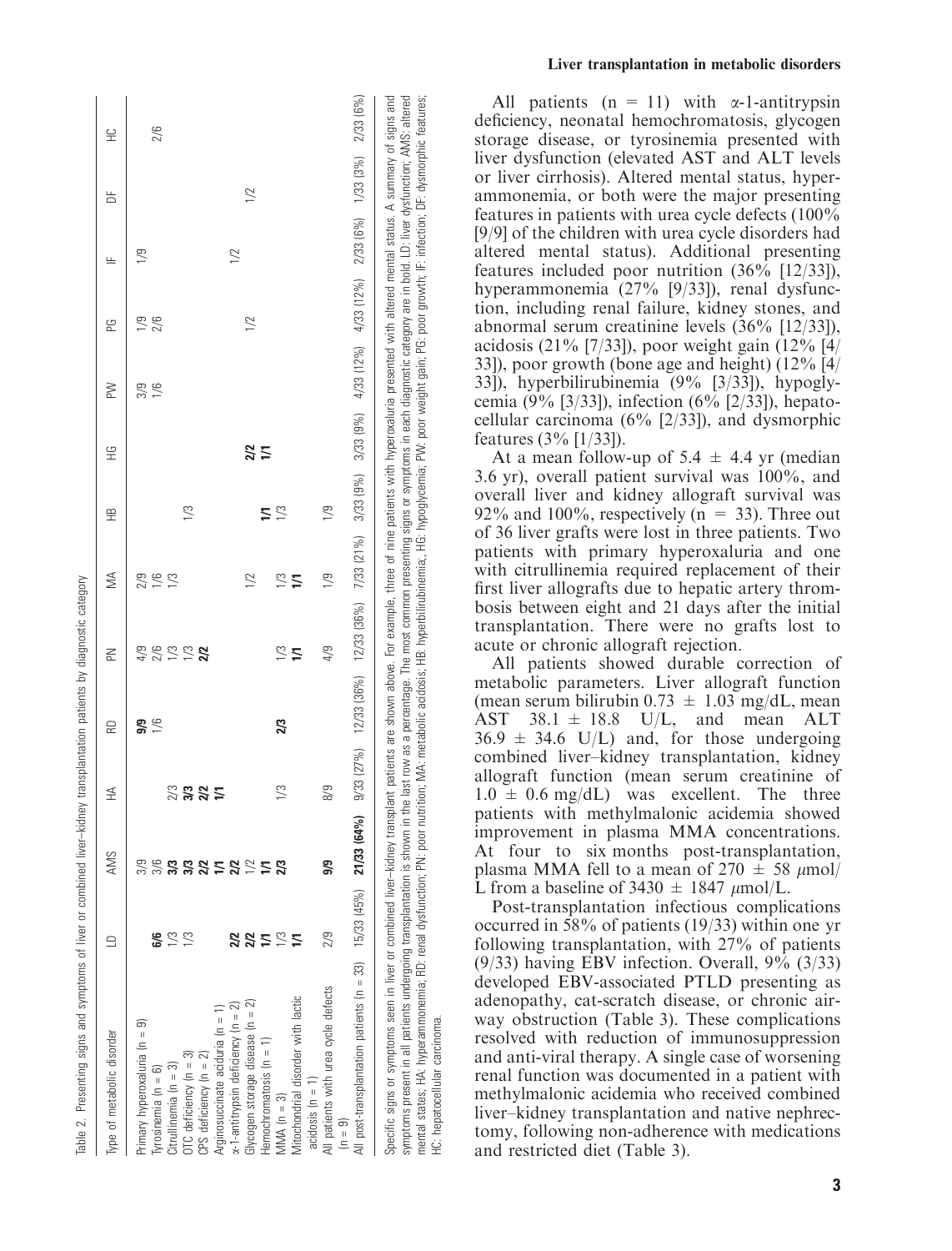Table 2. Presenting signs and symptoms of liver or combined liver–kidney transplantation patients by diagnostic category

| Type of metabolic disorder | LD | AMS | HA | RD | PN | MA | HB | HG | PW | PG | IF | DF | HC |
|---|---|---|---|---|---|---|---|---|---|---|---|---|---|
| Primary hyperoxaluria (n = 9) | | 3/9 | | **9/9** | 4/9 | 2/9 | | | 3/9 | 1/9 | 1/9 | | |
| Tyrosinemia (n = 6) | **6/6** | 3/6 | | 1/6 | 2/6 | 1/6 | | | 1/6 | 2/6 | | | 2/6 |
| Citrullinemia (n = 3) | 1/3 | **3/3** | 2/3 | | 1/3 | 1/3 | | | | | | | |
| OTC deficiency (n = 3) | 1/3 | **3/3** | **3/3** | | 1/3 | | 1/3 | | | | | | |
| CPS deficiency (n = 2) | | **2/2** | **2/2** | | **2/2** | | | | | | | | |
| Argininosuccinate aciduria (n = 1) | | **1/1** | **1/1** | | | | | | | | | | |
| α-1-antitrypsin deficiency (n = 2) | **2/2** | **2/2** | | | | | | | | | 1/2 | | |
| Glycogen storage disease (n = 2) | **2/2** | 1/2 | | | | 1/2 | | **2/2** | | 1/2 | | 1/2 | |
| Hemochromatosis (n = 1) | **1/1** | **1/1** | | | | | **1/1** | **1/1** | | | | | |
| MMA (n = 3) | 1/3 | **2/3** | 1/3 | **2/3** | 1/3 | 1/3 | 1/3 | | | | | | |
| Mitochondrial disorder with lactic acidosis (n = 1) | **1/1** | | | | **1/1** | **1/1** | | | | | | | |
| All patients with urea cycle defects (n = 9) | 2/9 | **9/9** | 8/9 | | 4/9 | 1/9 | 1/9 | | | | | | |
| All post-transplantation patients (n = 33) | 15/33 (45%) | **21/33 (64%)** | 9/33 (27%) | 12/33 (36%) | 12/33 (36%) | 7/33 (21%) | 3/33 (9%) | 3/33 (9%) | 4/33 (12%) | 4/33 (12%) | 2/33 (6%) | 1/33 (3%) | 2/33 (6%) |

Specific signs or symptoms seen in liver or combined liver–kidney transplant patients are shown above. For example, three of nine patients with hyperoxaluria presented with altered mental status. A summary of signs and symptoms present in all patients undergoing transplantation is shown in the last row as a percentage. The most common presenting signs or symptoms in each diagnostic category are in bold. LD: liver dysfunction; AMS: altered mental states; HA: hyperammonemia; RD: renal dysfunction; PN: poor nutrition; MA: metabolic acidosis; HB: hyperbilirubinemia;. HG: hypoglycemia; PW: poor weight gain; PG: poor growth; IF: infection; DF: dysmorphic features; HC: hepatocellular carcinoma.

All patients (n = 11) with α-1-antitrypsin deficiency, neonatal hemochromatosis, glycogen storage disease, or tyrosinemia presented with liver dysfunction (elevated AST and ALT levels or liver cirrhosis). Altered mental status, hyperammonemia, or both were the major presenting features in patients with urea cycle defects (100% [9/9] of the children with urea cycle disorders had altered mental status). Additional presenting features included poor nutrition (36% [12/33]), hyperammonemia (27% [9/33]), renal dysfunction, including renal failure, kidney stones, and abnormal serum creatinine levels (36% [12/33]), acidosis (21% [7/33]), poor weight gain (12% [4/33]), poor growth (bone age and height) (12% [4/33]), hyperbilirubinemia (9% [3/33]), hypoglycemia (9% [3/33]), infection (6% [2/33]), hepatocellular carcinoma (6% [2/33]), and dysmorphic features (3% [1/33]).

At a mean follow-up of 5.4 ± 4.4 yr (median 3.6 yr), overall patient survival was 100%, and overall liver and kidney allograft survival was 92% and 100%, respectively (n = 33). Three out of 36 liver grafts were lost in three patients. Two patients with primary hyperoxaluria and one with citrullinemia required replacement of their first liver allografts due to hepatic artery thrombosis between eight and 21 days after the initial transplantation. There were no grafts lost to acute or chronic allograft rejection.

All patients showed durable correction of metabolic parameters. Liver allograft function (mean serum bilirubin 0.73 ± 1.03 mg/dL, mean AST 38.1 ± 18.8 U/L, and mean ALT 36.9 ± 34.6 U/L) and, for those undergoing combined liver–kidney transplantation, kidney allograft function (mean serum creatinine of 1.0 ± 0.6 mg/dL) was excellent. The three patients with methylmalonic acidemia showed improvement in plasma MMA concentrations. At four to six months post-transplantation, plasma MMA fell to a mean of 270 ± 58 μmol/L from a baseline of 3430 ± 1847 μmol/L.

Post-transplantation infectious complications occurred in 58% of patients (19/33) within one yr following transplantation, with 27% of patients (9/33) having EBV infection. Overall, 9% (3/33) developed EBV-associated PTLD presenting as adenopathy, cat-scratch disease, or chronic airway obstruction (Table 3). These complications resolved with reduction of immunosuppression and anti-viral therapy. A single case of worsening renal function was documented in a patient with methylmalonic acidemia who received combined liver–kidney transplantation and native nephrectomy, following non-adherence with medications and restricted diet (Table 3).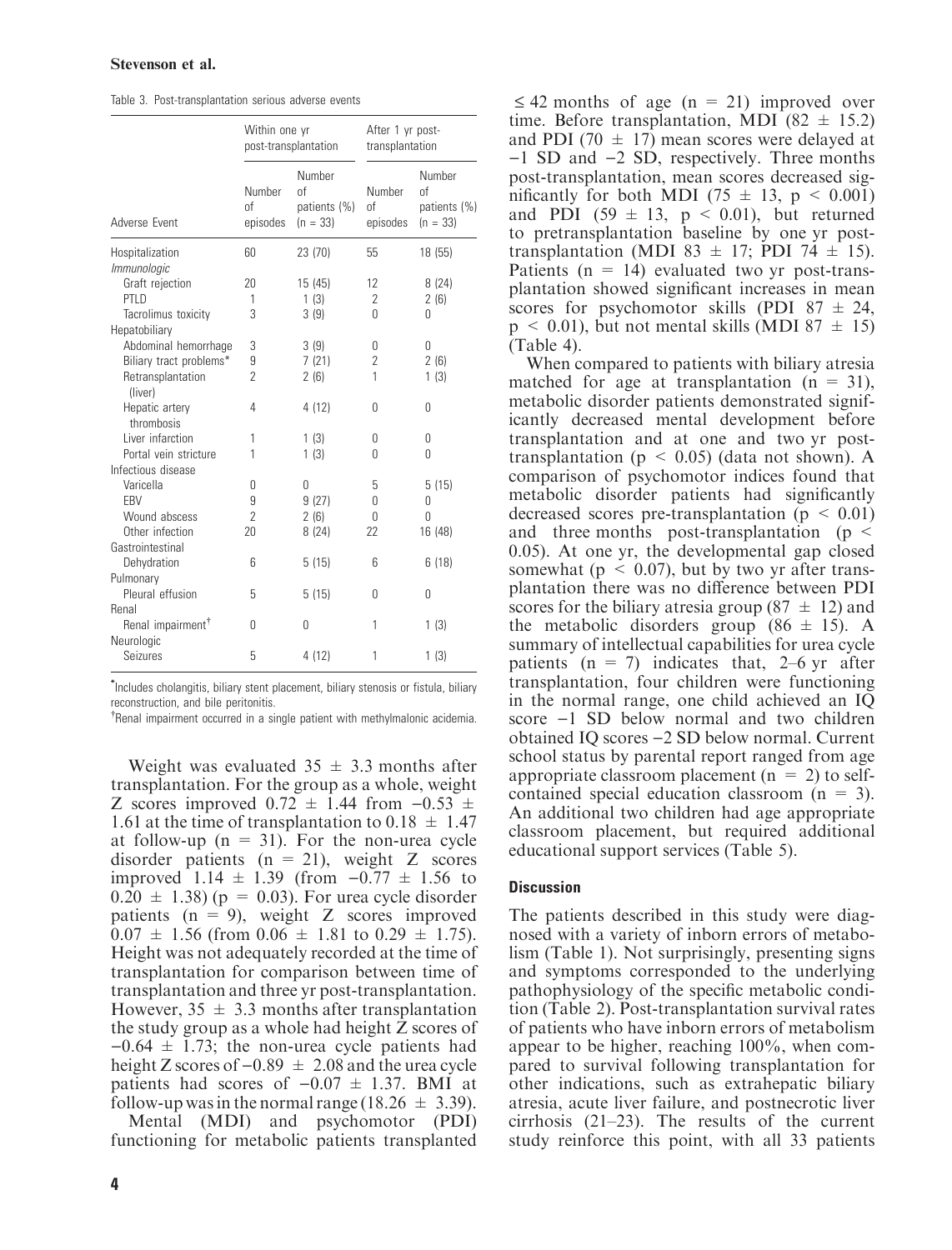Table 3. Post-transplantation serious adverse events

| Adverse Event | Within one yr post-transplantation | | After 1 yr post-transplantation | |
|---|---|---|---|---|
| | Number of episodes | Number of patients (%) (n = 33) | Number of episodes | Number of patients (%) (n = 33) |
| Hospitalization | 60 | 23 (70) | 55 | 18 (55) |
| *Immunologic* | | | | |
| Graft rejection | 20 | 15 (45) | 12 | 8 (24) |
| PTLD | 1 | 1 (3) | 2 | 2 (6) |
| Tacrolimus toxicity | 3 | 3 (9) | 0 | 0 |
| Hepatobiliary | | | | |
| Abdominal hemorrhage | 3 | 3 (9) | 0 | 0 |
| Biliary tract problems* | 9 | 7 (21) | 2 | 2 (6) |
| Retransplantation (liver) | 2 | 2 (6) | 1 | 1 (3) |
| Hepatic artery thrombosis | 4 | 4 (12) | 0 | 0 |
| Liver infarction | 1 | 1 (3) | 0 | 0 |
| Portal vein stricture | 1 | 1 (3) | 0 | 0 |
| Infectious disease | | | | |
| Varicella | 0 | 0 | 5 | 5 (15) |
| EBV | 9 | 9 (27) | 0 | 0 |
| Wound abscess | 2 | 2 (6) | 0 | 0 |
| Other infection | 20 | 8 (24) | 22 | 16 (48) |
| Gastrointestinal | | | | |
| Dehydration | 6 | 5 (15) | 6 | 6 (18) |
| Pulmonary | | | | |
| Pleural effusion | 5 | 5 (15) | 0 | 0 |
| Renal | | | | |
| Renal impairment† | 0 | 0 | 1 | 1 (3) |
| Neurologic | | | | |
| Seizures | 5 | 4 (12) | 1 | 1 (3) |

*Includes cholangitis, biliary stent placement, biliary stenosis or fistula, biliary reconstruction, and bile peritonitis.

†Renal impairment occurred in a single patient with methylmalonic acidemia.

Weight was evaluated $35 \pm 3.3$ months after transplantation. For the group as a whole, weight Z scores improved $0.72 \pm 1.44$ from $-0.53 \pm 1.61$ at the time of transplantation to $0.18 \pm 1.47$ at follow-up (n = 31). For the non-urea cycle disorder patients (n = 21), weight Z scores improved $1.14 \pm 1.39$ (from $-0.77 \pm 1.56$ to $0.20 \pm 1.38$) ($p = 0.03$). For urea cycle disorder patients (n = 9), weight Z scores improved $0.07 \pm 1.56$ (from $0.06 \pm 1.81$ to $0.29 \pm 1.75$). Height was not adequately recorded at the time of transplantation for comparison between time of transplantation and three yr post-transplantation. However, $35 \pm 3.3$ months after transplantation the study group as a whole had height Z scores of $-0.64 \pm 1.73$; the non-urea cycle patients had height Z scores of $-0.89 \pm 2.08$ and the urea cycle patients had scores of $-0.07 \pm 1.37$. BMI at follow-up was in the normal range ($18.26 \pm 3.39$).

Mental (MDI) and psychomotor (PDI) functioning for metabolic patients transplanted $\leq 42$ months of age (n = 21) improved over time. Before transplantation, MDI ($82 \pm 15.2$) and PDI ($70 \pm 17$) mean scores were delayed at −1 SD and −2 SD, respectively. Three months post-transplantation, mean scores decreased significantly for both MDI ($75 \pm 13$, $p < 0.001$) and PDI ($59 \pm 13$, $p < 0.01$), but returned to pretransplantation baseline by one yr post-transplantation (MDI $83 \pm 17$; PDI $74 \pm 15$). Patients (n = 14) evaluated two yr post-transplantation showed significant increases in mean scores for psychomotor skills (PDI $87 \pm 24$, $p < 0.01$), but not mental skills (MDI $87 \pm 15$) (Table 4).

When compared to patients with biliary atresia matched for age at transplantation (n = 31), metabolic disorder patients demonstrated significantly decreased mental development before transplantation and at one and two yr post-transplantation ($p < 0.05$) (data not shown). A comparison of psychomotor indices found that metabolic disorder patients had significantly decreased scores pre-transplantation ($p < 0.01$) and three months post-transplantation ($p < 0.05$). At one yr, the developmental gap closed somewhat ($p < 0.07$), but by two yr after transplantation there was no difference between PDI scores for the biliary atresia group ($87 \pm 12$) and the metabolic disorders group ($86 \pm 15$). A summary of intellectual capabilities for urea cycle patients (n = 7) indicates that, 2–6 yr after transplantation, four children were functioning in the normal range, one child achieved an IQ score −1 SD below normal and two children obtained IQ scores −2 SD below normal. Current school status by parental report ranged from age appropriate classroom placement (n = 2) to self-contained special education classroom (n = 3). An additional two children had age appropriate classroom placement, but required additional educational support services (Table 5).

## Discussion

The patients described in this study were diagnosed with a variety of inborn errors of metabolism (Table 1). Not surprisingly, presenting signs and symptoms corresponded to the underlying pathophysiology of the specific metabolic condition (Table 2). Post-transplantation survival rates of patients who have inborn errors of metabolism appear to be higher, reaching 100%, when compared to survival following transplantation for other indications, such as extrahepatic biliary atresia, acute liver failure, and postnecrotic liver cirrhosis (21–23). The results of the current study reinforce this point, with all 33 patients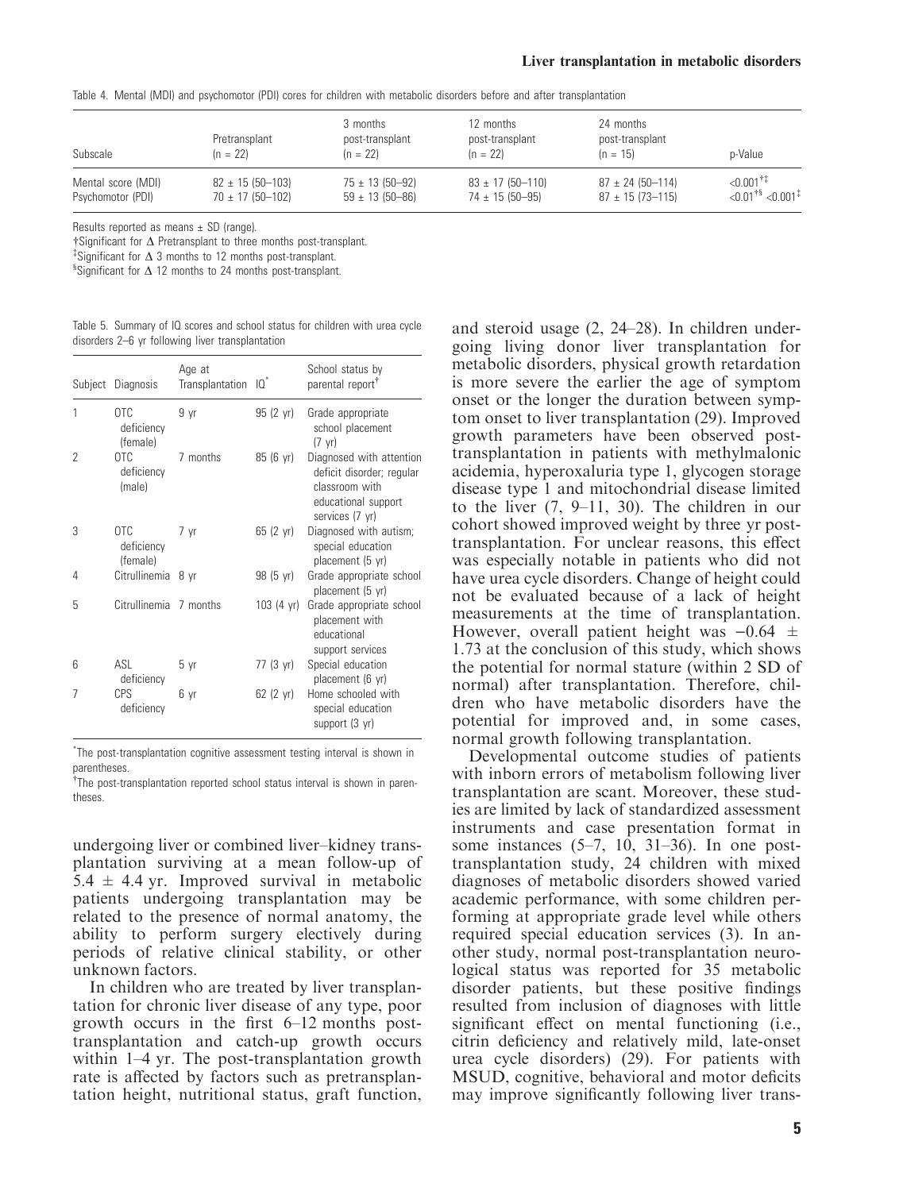Table 4. Mental (MDI) and psychomotor (PDI) cores for children with metabolic disorders before and after transplantation

| Subscale | Pretransplant (n = 22) | 3 months post-transplant (n = 22) | 12 months post-transplant (n = 22) | 24 months post-transplant (n = 15) | p-Value |
|---|---|---|---|---|---|
| Mental score (MDI) | 82 ± 15 (50–103) | 75 ± 13 (50–92) | 83 ± 17 (50–110) | 87 ± 24 (50–114) | <0.001[†‡] |
| Psychomotor (PDI) | 70 ± 17 (50–102) | 59 ± 13 (50–86) | 74 ± 15 (50–95) | 87 ± 15 (73–115) | <0.01[†§] <0.001[‡] |

Results reported as means ± SD (range).

†Significant for Δ Pretransplant to three months post-transplant.

‡Significant for Δ 3 months to 12 months post-transplant.

§Significant for Δ 12 months to 24 months post-transplant.

Table 5. Summary of IQ scores and school status for children with urea cycle disorders 2–6 yr following liver transplantation

| Subject | Diagnosis | Age at Transplantation | IQ[*] | School status by parental report[†] |
|---|---|---|---|---|
| 1 | OTC deficiency (female) | 9 yr | 95 (2 yr) | Grade appropriate school placement (7 yr) |
| 2 | OTC deficiency (male) | 7 months | 85 (6 yr) | Diagnosed with attention deficit disorder; regular classroom with educational support services (7 yr) |
| 3 | OTC deficiency (female) | 7 yr | 65 (2 yr) | Diagnosed with autism; special education placement (5 yr) |
| 4 | Citrullinemia | 8 yr | 98 (5 yr) | Grade appropriate school placement (5 yr) |
| 5 | Citrullinemia | 7 months | 103 (4 yr) | Grade appropriate school placement with educational support services |
| 6 | ASL deficiency | 5 yr | 77 (3 yr) | Special education placement (6 yr) |
| 7 | CPS deficiency | 6 yr | 62 (2 yr) | Home schooled with special education support (3 yr) |

*The post-transplantation cognitive assessment testing interval is shown in parentheses.

†The post-transplantation reported school status interval is shown in parentheses.

undergoing liver or combined liver–kidney transplantation surviving at a mean follow-up of 5.4 ± 4.4 yr. Improved survival in metabolic patients undergoing transplantation may be related to the presence of normal anatomy, the ability to perform surgery electively during periods of relative clinical stability, or other unknown factors.

In children who are treated by liver transplantation for chronic liver disease of any type, poor growth occurs in the first 6–12 months post-transplantation and catch-up growth occurs within 1–4 yr. The post-transplantation growth rate is affected by factors such as pretransplantation height, nutritional status, graft function, and steroid usage (2, 24–28). In children undergoing living donor liver transplantation for metabolic disorders, physical growth retardation is more severe the earlier the age of symptom onset or the longer the duration between symptom onset to liver transplantation (29). Improved growth parameters have been observed post-transplantation in patients with methylmalonic acidemia, hyperoxaluria type 1, glycogen storage disease type 1 and mitochondrial disease limited to the liver (7, 9–11, 30). The children in our cohort showed improved weight by three yr post-transplantation. For unclear reasons, this effect was especially notable in patients who did not have urea cycle disorders. Change of height could not be evaluated because of a lack of height measurements at the time of transplantation. However, overall patient height was −0.64 ± 1.73 at the conclusion of this study, which shows the potential for normal stature (within 2 SD of normal) after transplantation. Therefore, children who have metabolic disorders have the potential for improved and, in some cases, normal growth following transplantation.

Developmental outcome studies of patients with inborn errors of metabolism following liver transplantation are scant. Moreover, these studies are limited by lack of standardized assessment instruments and case presentation format in some instances (5–7, 10, 31–36). In one post-transplantation study, 24 children with mixed diagnoses of metabolic disorders showed varied academic performance, with some children performing at appropriate grade level while others required special education services (3). In another study, normal post-transplantation neurological status was reported for 35 metabolic disorder patients, but these positive findings resulted from inclusion of diagnoses with little significant effect on mental functioning (i.e., citrin deficiency and relatively mild, late-onset urea cycle disorders) (29). For patients with MSUD, cognitive, behavioral and motor deficits may improve significantly following liver trans-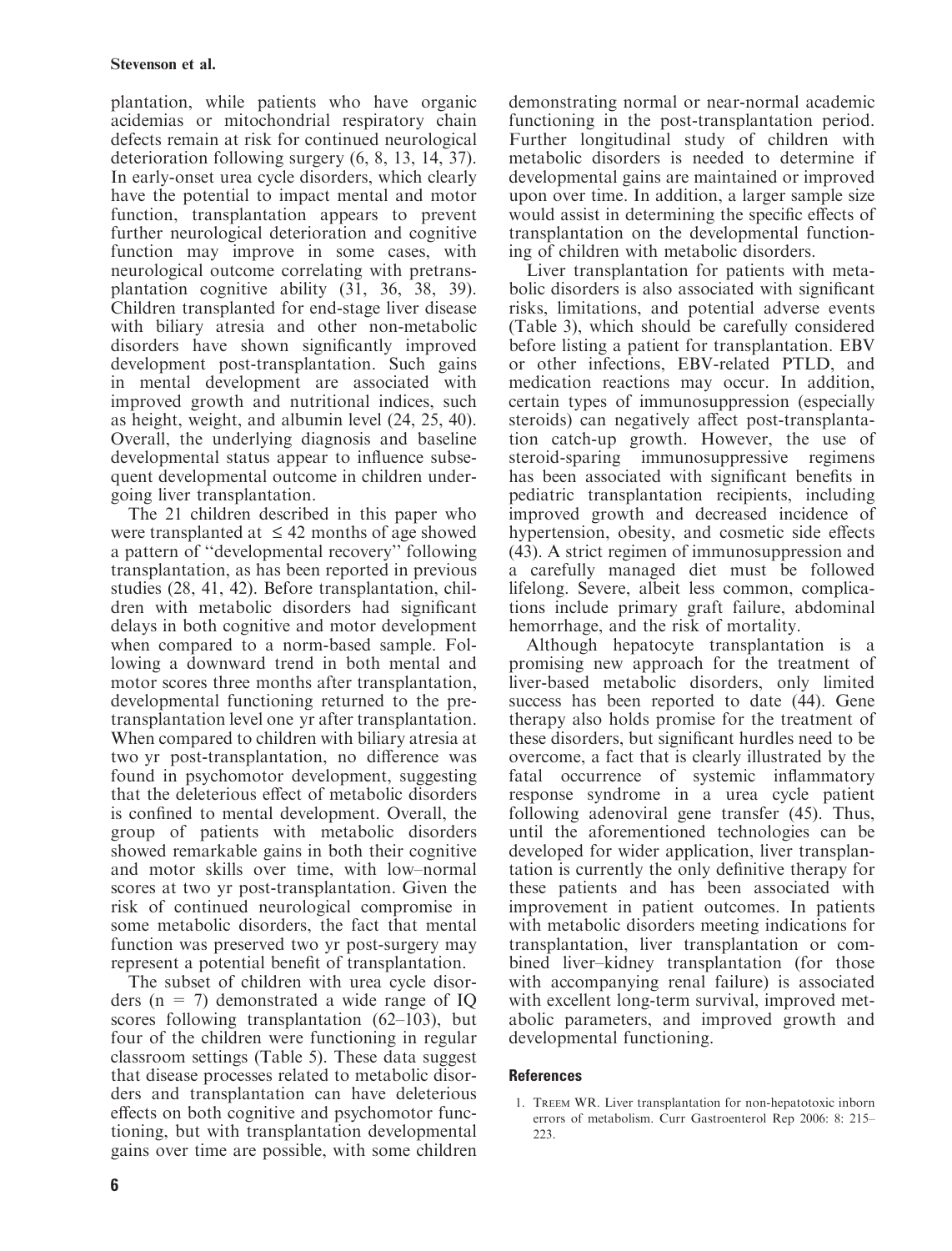plantation, while patients who have organic acidemias or mitochondrial respiratory chain defects remain at risk for continued neurological deterioration following surgery (6, 8, 13, 14, 37). In early-onset urea cycle disorders, which clearly have the potential to impact mental and motor function, transplantation appears to prevent further neurological deterioration and cognitive function may improve in some cases, with neurological outcome correlating with pretransplantation cognitive ability (31, 36, 38, 39). Children transplanted for end-stage liver disease with biliary atresia and other non-metabolic disorders have shown significantly improved development post-transplantation. Such gains in mental development are associated with improved growth and nutritional indices, such as height, weight, and albumin level (24, 25, 40). Overall, the underlying diagnosis and baseline developmental status appear to influence subsequent developmental outcome in children undergoing liver transplantation.

The 21 children described in this paper who were transplanted at $\leq 42$ months of age showed a pattern of "developmental recovery" following transplantation, as has been reported in previous studies (28, 41, 42). Before transplantation, children with metabolic disorders had significant delays in both cognitive and motor development when compared to a norm-based sample. Following a downward trend in both mental and motor scores three months after transplantation, developmental functioning returned to the pretransplantation level one yr after transplantation. When compared to children with biliary atresia at two yr post-transplantation, no difference was found in psychomotor development, suggesting that the deleterious effect of metabolic disorders is confined to mental development. Overall, the group of patients with metabolic disorders showed remarkable gains in both their cognitive and motor skills over time, with low–normal scores at two yr post-transplantation. Given the risk of continued neurological compromise in some metabolic disorders, the fact that mental function was preserved two yr post-surgery may represent a potential benefit of transplantation.

The subset of children with urea cycle disorders ($n = 7$) demonstrated a wide range of IQ scores following transplantation (62–103), but four of the children were functioning in regular classroom settings (Table 5). These data suggest that disease processes related to metabolic disorders and transplantation can have deleterious effects on both cognitive and psychomotor functioning, but with transplantation developmental gains over time are possible, with some children demonstrating normal or near-normal academic functioning in the post-transplantation period. Further longitudinal study of children with metabolic disorders is needed to determine if developmental gains are maintained or improved upon over time. In addition, a larger sample size would assist in determining the specific effects of transplantation on the developmental functioning of children with metabolic disorders.

Liver transplantation for patients with metabolic disorders is also associated with significant risks, limitations, and potential adverse events (Table 3), which should be carefully considered before listing a patient for transplantation. EBV or other infections, EBV-related PTLD, and medication reactions may occur. In addition, certain types of immunosuppression (especially steroids) can negatively affect post-transplantation catch-up growth. However, the use of steroid-sparing immunosuppressive regimens has been associated with significant benefits in pediatric transplantation recipients, including improved growth and decreased incidence of hypertension, obesity, and cosmetic side effects (43). A strict regimen of immunosuppression and a carefully managed diet must be followed lifelong. Severe, albeit less common, complications include primary graft failure, abdominal hemorrhage, and the risk of mortality.

Although hepatocyte transplantation is a promising new approach for the treatment of liver-based metabolic disorders, only limited success has been reported to date (44). Gene therapy also holds promise for the treatment of these disorders, but significant hurdles need to be overcome, a fact that is clearly illustrated by the fatal occurrence of systemic inflammatory response syndrome in a urea cycle patient following adenoviral gene transfer (45). Thus, until the aforementioned technologies can be developed for wider application, liver transplantation is currently the only definitive therapy for these patients and has been associated with improvement in patient outcomes. In patients with metabolic disorders meeting indications for transplantation, liver transplantation or combined liver–kidney transplantation (for those with accompanying renal failure) is associated with excellent long-term survival, improved metabolic parameters, and improved growth and developmental functioning.

## References

1. TREEM WR. Liver transplantation for non-hepatotoxic inborn errors of metabolism. Curr Gastroenterol Rep 2006: 8: 215–223.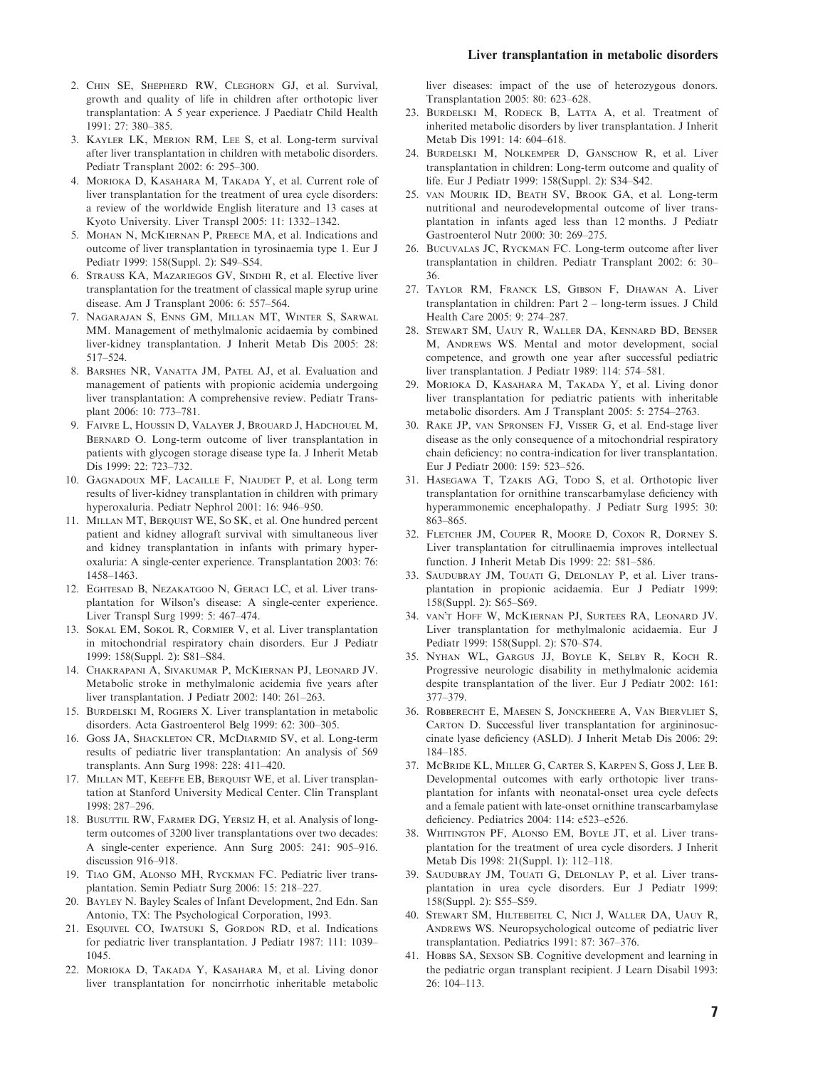2. Chin SE, Shepherd RW, Cleghorn GJ, et al. Survival, growth and quality of life in children after orthotopic liver transplantation: A 5 year experience. J Paediatr Child Health 1991: 27: 380–385.
3. Kayler LK, Merion RM, Lee S, et al. Long-term survival after liver transplantation in children with metabolic disorders. Pediatr Transplant 2002: 6: 295–300.
4. Morioka D, Kasahara M, Takada Y, et al. Current role of liver transplantation for the treatment of urea cycle disorders: a review of the worldwide English literature and 13 cases at Kyoto University. Liver Transpl 2005: 11: 1332–1342.
5. Mohan N, McKiernan P, Preece MA, et al. Indications and outcome of liver transplantation in tyrosinaemia type 1. Eur J Pediatr 1999: 158(Suppl. 2): S49–S54.
6. Strauss KA, Mazariegos GV, Sindhi R, et al. Elective liver transplantation for the treatment of classical maple syrup urine disease. Am J Transplant 2006: 6: 557–564.
7. Nagarajan S, Enns GM, Millan MT, Winter S, Sarwal MM. Management of methylmalonic acidaemia by combined liver-kidney transplantation. J Inherit Metab Dis 2005: 28: 517–524.
8. Barshes NR, Vanatta JM, Patel AJ, et al. Evaluation and management of patients with propionic acidemia undergoing liver transplantation: A comprehensive review. Pediatr Transplant 2006: 10: 773–781.
9. Faivre L, Houssin D, Valayer J, Brouard J, Hadchouel M, Bernard O. Long-term outcome of liver transplantation in patients with glycogen storage disease type Ia. J Inherit Metab Dis 1999: 22: 723–732.
10. Gagnadoux MF, Lacaille F, Niaudet P, et al. Long term results of liver-kidney transplantation in children with primary hyperoxaluria. Pediatr Nephrol 2001: 16: 946–950.
11. Millan MT, Berquist WE, So SK, et al. One hundred percent patient and kidney allograft survival with simultaneous liver and kidney transplantation in infants with primary hyperoxaluria: A single-center experience. Transplantation 2003: 76: 1458–1463.
12. Eghtesad B, Nezakatgoo N, Geraci LC, et al. Liver transplantation for Wilson's disease: A single-center experience. Liver Transpl Surg 1999: 5: 467–474.
13. Sokal EM, Sokol R, Cormier V, et al. Liver transplantation in mitochondrial respiratory chain disorders. Eur J Pediatr 1999: 158(Suppl. 2): S81–S84.
14. Chakrapani A, Sivakumar P, McKiernan PJ, Leonard JV. Metabolic stroke in methylmalonic acidemia five years after liver transplantation. J Pediatr 2002: 140: 261–263.
15. Burdelski M, Rogiers X. Liver transplantation in metabolic disorders. Acta Gastroenterol Belg 1999: 62: 300–305.
16. Goss JA, Shackleton CR, McDiarmid SV, et al. Long-term results of pediatric liver transplantation: An analysis of 569 transplants. Ann Surg 1998: 228: 411–420.
17. Millan MT, Keeffe EB, Berquist WE, et al. Liver transplantation at Stanford University Medical Center. Clin Transplant 1998: 287–296.
18. Busuttil RW, Farmer DG, Yersiz H, et al. Analysis of long-term outcomes of 3200 liver transplantations over two decades: A single-center experience. Ann Surg 2005: 241: 905–916. discussion 916–918.
19. Tiao GM, Alonso MH, Ryckman FC. Pediatric liver transplantation. Semin Pediatr Surg 2006: 15: 218–227.
20. Bayley N. Bayley Scales of Infant Development, 2nd Edn. San Antonio, TX: The Psychological Corporation, 1993.
21. Esquivel CO, Iwatsuki S, Gordon RD, et al. Indications for pediatric liver transplantation. J Pediatr 1987: 111: 1039–1045.
22. Morioka D, Takada Y, Kasahara M, et al. Living donor liver transplantation for noncirrhotic inheritable metabolic liver diseases: impact of the use of heterozygous donors. Transplantation 2005: 80: 623–628.
23. Burdelski M, Rodeck B, Latta A, et al. Treatment of inherited metabolic disorders by liver transplantation. J Inherit Metab Dis 1991: 14: 604–618.
24. Burdelski M, Nolkemper D, Ganschow R, et al. Liver transplantation in children: Long-term outcome and quality of life. Eur J Pediatr 1999: 158(Suppl. 2): S34–S42.
25. van Mourik ID, Beath SV, Brook GA, et al. Long-term nutritional and neurodevelopmental outcome of liver transplantation in infants aged less than 12 months. J Pediatr Gastroenterol Nutr 2000: 30: 269–275.
26. Bucuvalas JC, Ryckman FC. Long-term outcome after liver transplantation in children. Pediatr Transplant 2002: 6: 30–36.
27. Taylor RM, Franck LS, Gibson F, Dhawan A. Liver transplantation in children: Part 2 – long-term issues. J Child Health Care 2005: 9: 274–287.
28. Stewart SM, Uauy R, Waller DA, Kennard BD, Benser M, Andrews WS. Mental and motor development, social competence, and growth one year after successful pediatric liver transplantation. J Pediatr 1989: 114: 574–581.
29. Morioka D, Kasahara M, Takada Y, et al. Living donor liver transplantation for pediatric patients with inheritable metabolic disorders. Am J Transplant 2005: 5: 2754–2763.
30. Rake JP, van Spronsen FJ, Visser G, et al. End-stage liver disease as the only consequence of a mitochondrial respiratory chain deficiency: no contra-indication for liver transplantation. Eur J Pediatr 2000: 159: 523–526.
31. Hasegawa T, Tzakis AG, Todo S, et al. Orthotopic liver transplantation for ornithine transcarbamylase deficiency with hyperammonemic encephalopathy. J Pediatr Surg 1995: 30: 863–865.
32. Fletcher JM, Couper R, Moore D, Coxon R, Dorney S. Liver transplantation for citrullinaemia improves intellectual function. J Inherit Metab Dis 1999: 22: 581–586.
33. Saudubray JM, Touati G, Delonlay P, et al. Liver transplantation in propionic acidaemia. Eur J Pediatr 1999: 158(Suppl. 2): S65–S69.
34. van't Hoff W, McKiernan PJ, Surtees RA, Leonard JV. Liver transplantation for methylmalonic acidaemia. Eur J Pediatr 1999: 158(Suppl. 2): S70–S74.
35. Nyhan WL, Gargus JJ, Boyle K, Selby R, Koch R. Progressive neurologic disability in methylmalonic acidemia despite transplantation of the liver. Eur J Pediatr 2002: 161: 377–379.
36. Robberecht E, Maesen S, Jonckheere A, Van Biervliet S, Carton D. Successful liver transplantation for argininosuccinate lyase deficiency (ASLD). J Inherit Metab Dis 2006: 29: 184–185.
37. McBride KL, Miller G, Carter S, Karpen S, Goss J, Lee B. Developmental outcomes with early orthotopic liver transplantation for infants with neonatal-onset urea cycle defects and a female patient with late-onset ornithine transcarbamylase deficiency. Pediatrics 2004: 114: e523–e526.
38. Whitington PF, Alonso EM, Boyle JT, et al. Liver transplantation for the treatment of urea cycle disorders. J Inherit Metab Dis 1998: 21(Suppl. 1): 112–118.
39. Saudubray JM, Touati G, Delonlay P, et al. Liver transplantation in urea cycle disorders. Eur J Pediatr 1999: 158(Suppl. 2): S55–S59.
40. Stewart SM, Hiltebeitel C, Nici J, Waller DA, Uauy R, Andrews WS. Neuropsychological outcome of pediatric liver transplantation. Pediatrics 1991: 87: 367–376.
41. Hobbs SA, Sexson SB. Cognitive development and learning in the pediatric organ transplant recipient. J Learn Disabil 1993: 26: 104–113.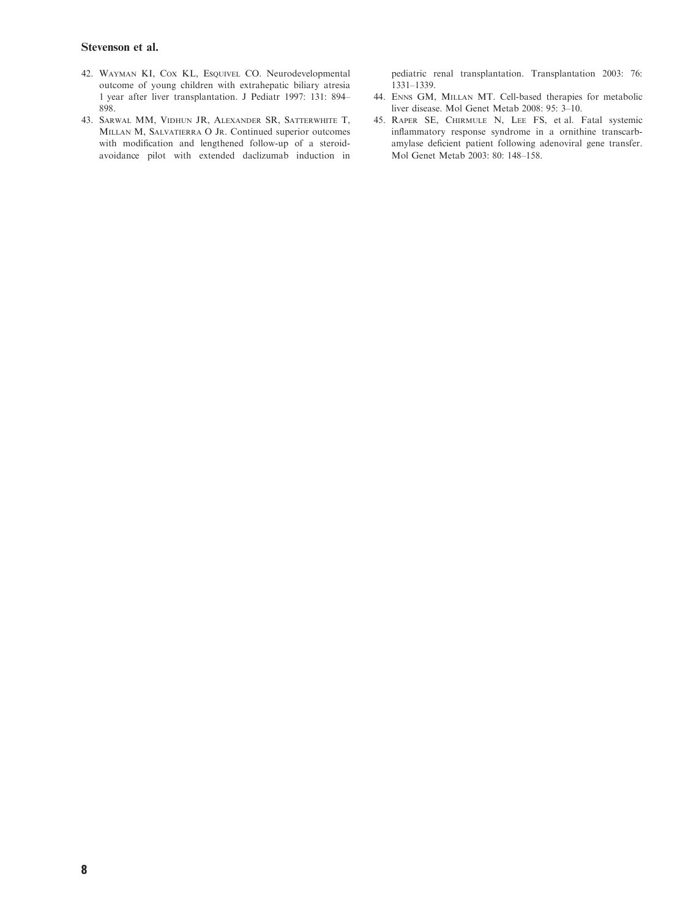42. Wayman KI, Cox KL, Esquivel CO. Neurodevelopmental outcome of young children with extrahepatic biliary atresia 1 year after liver transplantation. J Pediatr 1997: 131: 894–898.
43. Sarwal MM, Vidhun JR, Alexander SR, Satterwhite T, Millan M, Salvatierra O Jr. Continued superior outcomes with modification and lengthened follow-up of a steroid-avoidance pilot with extended daclizumab induction in pediatric renal transplantation. Transplantation 2003: 76: 1331–1339.
44. Enns GM, Millan MT. Cell-based therapies for metabolic liver disease. Mol Genet Metab 2008: 95: 3–10.
45. Raper SE, Chirmule N, Lee FS, et al. Fatal systemic inflammatory response syndrome in a ornithine transcarbamylase deficient patient following adenoviral gene transfer. Mol Genet Metab 2003: 80: 148–158.